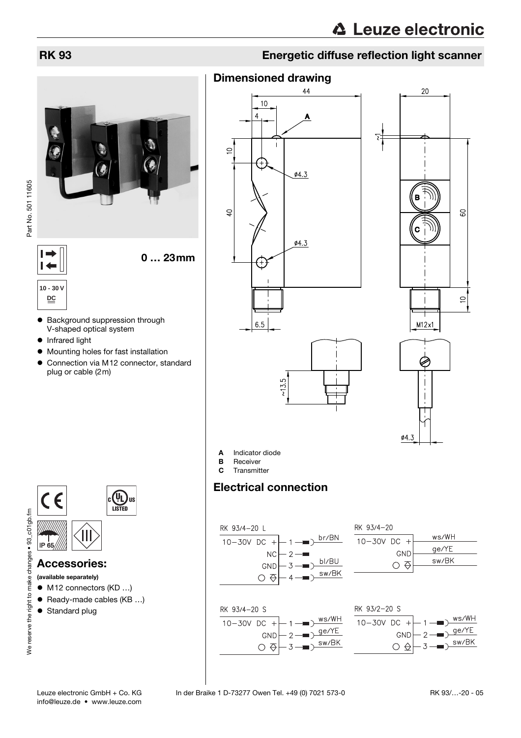# RK 93

## Energetic diffuse reflection light scanner

0 … 23mm

10 - 30 V DC

- Background suppression through V-shaped optical system
- Infrared light
- Mounting holes for fast installation
- Connection via M12 connector, standard plug or cable (2m)

IP 65

## Accessories:

**(available separately)**

- M12 connectors (KD …)
- Ready-made cables (KB …)
- Standard plug

## Dimensioned drawing

**A** Indicator diode
**B** Receiver
**C** Transmitter

## Electrical connection

RK 93/4-20 L

| Signal | Pin | Wire |
| --- | --- | --- |
| 10-30V DC + | 1 | br/BN |
| NC | 2 | |
| GND | 3 | bl/BU |
| Output | 4 | sw/BK |

RK 93/4-20

| Signal | Wire |
| --- | --- |
| 10-30V DC + | ws/WH |
| GND | ge/YE |
| Output | sw/BK |

RK 93/4-20 S

| Signal | Pin | Wire |
| --- | --- | --- |
| 10-30V DC + | 1 | ws/WH |
| GND | 2 | ge/YE |
| Output | 3 | sw/BK |

RK 93/2-20 S

| Signal | Pin | Wire |
| --- | --- | --- |
| 10-30V DC + | 1 | ws/WH |
| GND | 2 | ge/YE |
| Output | 3 | sw/BK |

Part No. 501 11605

We reserve the right to make changes • 93_c01gb.fm

Leuze electronic GmbH + Co. KG In der Braike 1 D-73277 Owen Tel. +49 (0) 7021 573-0
info@leuze.de • www.leuze.com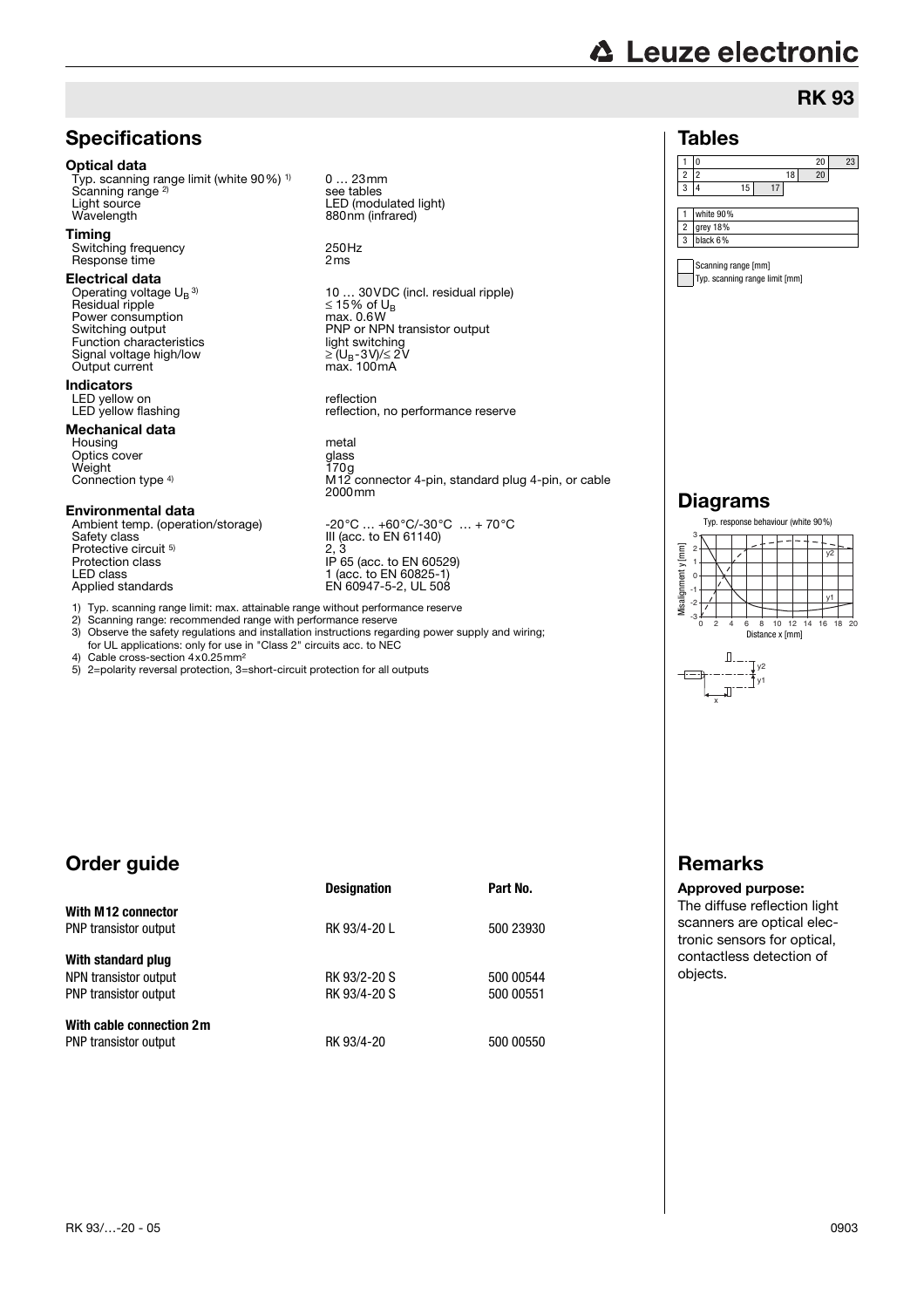# RK 93

## Specifications

### Optical data

| | |
|---|---|
| Typ. scanning range limit (white 90%) [1] | 0 … 23mm |
| Scanning range [2] | see tables |
| Light source | LED (modulated light) |
| Wavelength | 880nm (infrared) |

### Timing

| | |
|---|---|
| Switching frequency | 250Hz |
| Response time | 2ms |

### Electrical data

| | |
|---|---|
| Operating voltage $U_B$ [3] | 10 … 30VDC (incl. residual ripple) |
| Residual ripple | ≤ 15% of $U_B$ |
| Power consumption | max. 0.6W |
| Switching output | PNP or NPN transistor output |
| Function characteristics | light switching |
| Signal voltage high/low | ≥ ($U_B$-3V)/≤ 2V |
| Output current | max. 100mA |

### Indicators

| | |
|---|---|
| LED yellow on | reflection |
| LED yellow flashing | reflection, no performance reserve |

### Mechanical data

| | |
|---|---|
| Housing | metal |
| Optics cover | glass |
| Weight | 170g |
| Connection type [4] | M12 connector 4-pin, standard plug 4-pin, or cable 2000mm |

### Environmental data

| | |
|---|---|
| Ambient temp. (operation/storage) | -20°C … +60°C/-30°C … + 70°C |
| Safety class | III (acc. to EN 61140) |
| Protective circuit [5] | 2, 3 |
| Protection class | IP 65 (acc. to EN 60529) |
| LED class | 1 (acc. to EN 60825-1) |
| Applied standards | EN 60947-5-2, UL 508 |

1) Typ. scanning range limit: max. attainable range without performance reserve
2) Scanning range: recommended range with performance reserve
3) Observe the safety regulations and installation instructions regarding power supply and wiring; for UL applications: only for use in "Class 2" circuits acc. to NEC
4) Cable cross-section 4x0.25mm²
5) 2=polarity reversal protection, 3=short-circuit protection for all outputs

## Tables

| | | | | |
|---|---|---|---|---|
| 1 | 0 | | 20 | 23 |
| 2 | 2 | | 18 | 20 |
| 3 | 4 | 15 | 17 | |

| | |
|---|---|
| 1 | white 90% |
| 2 | grey 18% |
| 3 | black 6% |

Scanning range [mm]
Typ. scanning range limit [mm]

## Diagrams

Typ. response behaviour (white 90%)

Misalignment y [mm]
3 2 1 0 -1 -2 -3
0 2 4 6 8 10 12 14 16 18 20
Distance x [mm]
y2
y1

y2
y1
x

## Order guide

| | Designation | Part No. |
|---|---|---|
| **With M12 connector** | | |
| PNP transistor output | RK 93/4-20 L | 500 23930 |
| **With standard plug** | | |
| NPN transistor output | RK 93/2-20 S | 500 00544 |
| PNP transistor output | RK 93/4-20 S | 500 00551 |
| **With cable connection 2m** | | |
| PNP transistor output | RK 93/4-20 | 500 00550 |

## Remarks

**Approved purpose:**
The diffuse reflection light scanners are optical electronic sensors for optical, contactless detection of objects.